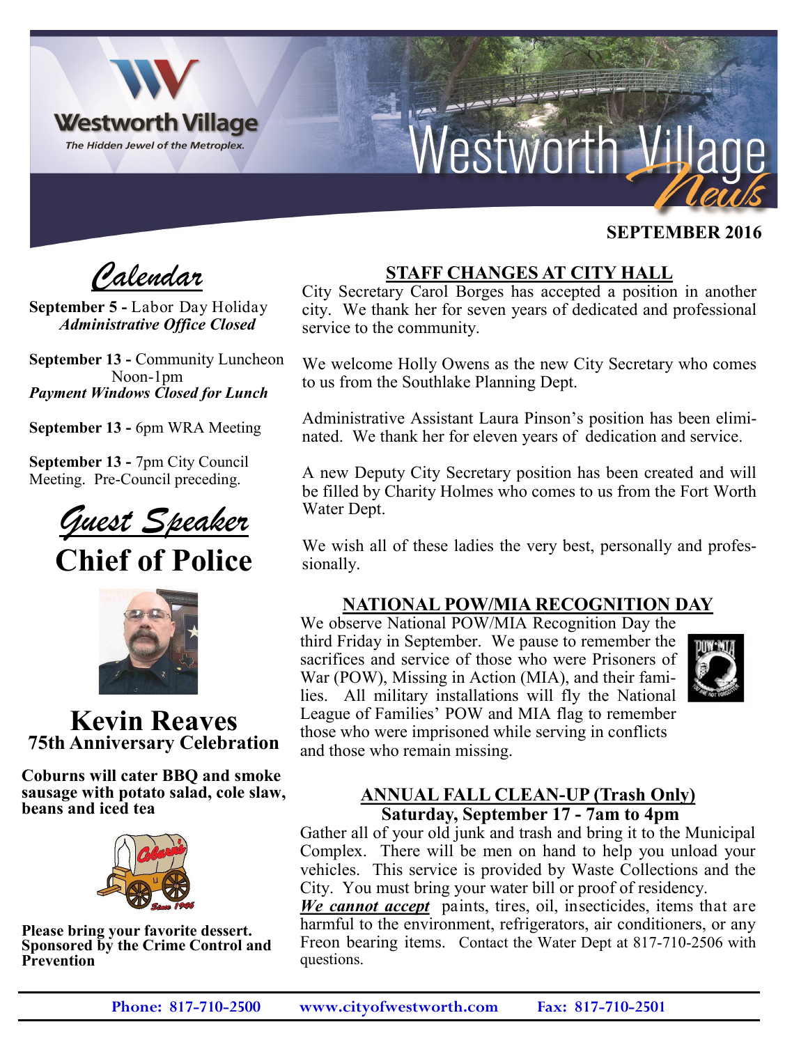# Westworth Village News

**Westworth Village** — *The Hidden Jewel of the Metroplex.*

**SEPTEMBER 2016**

## *Calendar*

**September 5 -** Labor Day Holiday
***Administrative Office Closed***

**September 13 -** Community Luncheon Noon-1pm
***Payment Windows Closed for Lunch***

**September 13 -** 6pm WRA Meeting

**September 13 -** 7pm City Council Meeting. Pre-Council preceding.

## *Guest Speaker*

# Chief of Police

# Kevin Reaves

## 75th Anniversary Celebration

**Coburns will cater BBQ and smoke sausage with potato salad, cole slaw, beans and iced tea**

**Please bring your favorite dessert. Sponsored by the Crime Control and Prevention**

## STAFF CHANGES AT CITY HALL

City Secretary Carol Borges has accepted a position in another city. We thank her for seven years of dedicated and professional service to the community.

We welcome Holly Owens as the new City Secretary who comes to us from the Southlake Planning Dept.

Administrative Assistant Laura Pinson's position has been eliminated. We thank her for eleven years of dedication and service.

A new Deputy City Secretary position has been created and will be filled by Charity Holmes who comes to us from the Fort Worth Water Dept.

We wish all of these ladies the very best, personally and professionally.

## NATIONAL POW/MIA RECOGNITION DAY

We observe National POW/MIA Recognition Day the third Friday in September. We pause to remember the sacrifices and service of those who were Prisoners of War (POW), Missing in Action (MIA), and their families. All military installations will fly the National League of Families' POW and MIA flag to remember those who were imprisoned while serving in conflicts and those who remain missing.

## ANNUAL FALL CLEAN-UP (Trash Only)

### Saturday, September 17 - 7am to 4pm

Gather all of your old junk and trash and bring it to the Municipal Complex. There will be men on hand to help you unload your vehicles. This service is provided by Waste Collections and the City. You must bring your water bill or proof of residency.

***We cannot accept*** paints, tires, oil, insecticides, items that are harmful to the environment, refrigerators, air conditioners, or any Freon bearing items. Contact the Water Dept at 817-710-2506 with questions.

**Phone: 817-710-2500** **www.cityofwestworth.com** **Fax: 817-710-2501**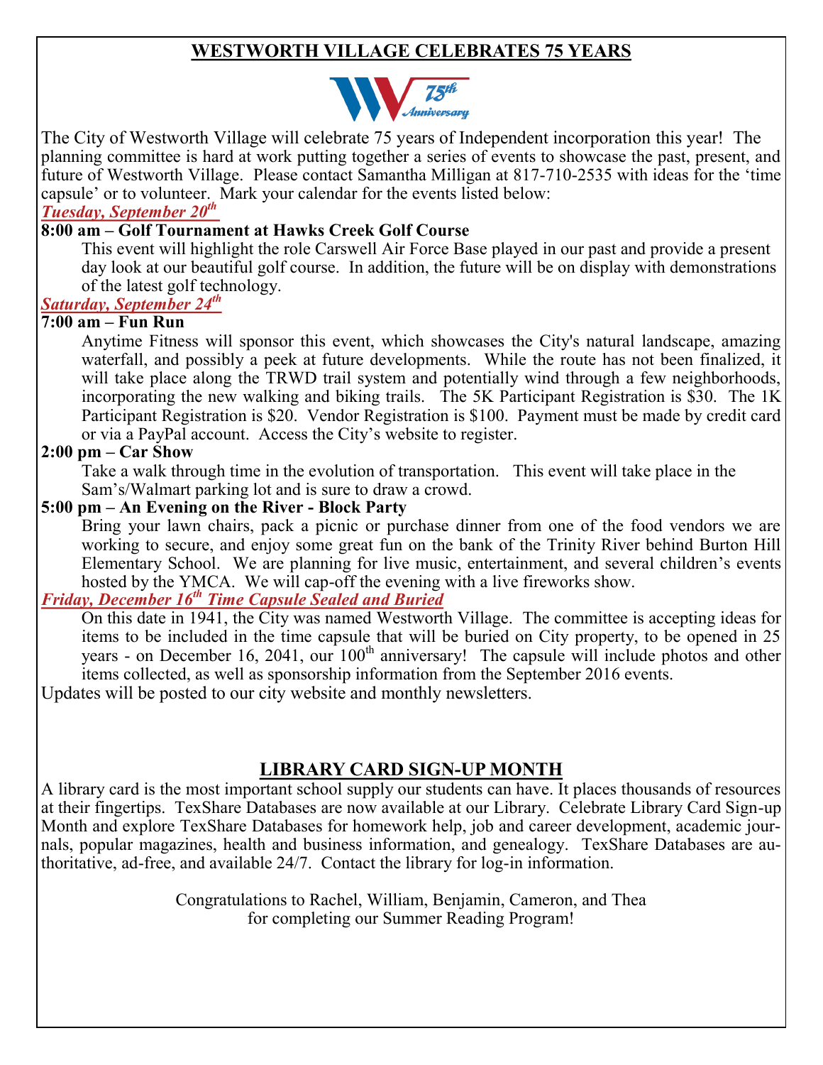## WESTWORTH VILLAGE CELEBRATES 75 YEARS

The City of Westworth Village will celebrate 75 years of Independent incorporation this year! The planning committee is hard at work putting together a series of events to showcase the past, present, and future of Westworth Village. Please contact Samantha Milligan at 817-710-2535 with ideas for the 'time capsule' or to volunteer. Mark your calendar for the events listed below:

***Tuesday, September 20th***

**8:00 am – Golf Tournament at Hawks Creek Golf Course**

This event will highlight the role Carswell Air Force Base played in our past and provide a present day look at our beautiful golf course. In addition, the future will be on display with demonstrations of the latest golf technology.

***Saturday, September 24th***

**7:00 am – Fun Run**

Anytime Fitness will sponsor this event, which showcases the City's natural landscape, amazing waterfall, and possibly a peek at future developments. While the route has not been finalized, it will take place along the TRWD trail system and potentially wind through a few neighborhoods, incorporating the new walking and biking trails. The 5K Participant Registration is $30. The 1K Participant Registration is $20. Vendor Registration is $100. Payment must be made by credit card or via a PayPal account. Access the City's website to register.

**2:00 pm – Car Show**

Take a walk through time in the evolution of transportation. This event will take place in the Sam's/Walmart parking lot and is sure to draw a crowd.

**5:00 pm – An Evening on the River - Block Party**

Bring your lawn chairs, pack a picnic or purchase dinner from one of the food vendors we are working to secure, and enjoy some great fun on the bank of the Trinity River behind Burton Hill Elementary School. We are planning for live music, entertainment, and several children's events hosted by the YMCA. We will cap-off the evening with a live fireworks show.

***Friday, December 16th Time Capsule Sealed and Buried***

On this date in 1941, the City was named Westworth Village. The committee is accepting ideas for items to be included in the time capsule that will be buried on City property, to be opened in 25 years - on December 16, 2041, our 100th anniversary! The capsule will include photos and other items collected, as well as sponsorship information from the September 2016 events.

Updates will be posted to our city website and monthly newsletters.

## LIBRARY CARD SIGN-UP MONTH

A library card is the most important school supply our students can have. It places thousands of resources at their fingertips. TexShare Databases are now available at our Library. Celebrate Library Card Sign-up Month and explore TexShare Databases for homework help, job and career development, academic journals, popular magazines, health and business information, and genealogy. TexShare Databases are authoritative, ad-free, and available 24/7. Contact the library for log-in information.

Congratulations to Rachel, William, Benjamin, Cameron, and Thea for completing our Summer Reading Program!